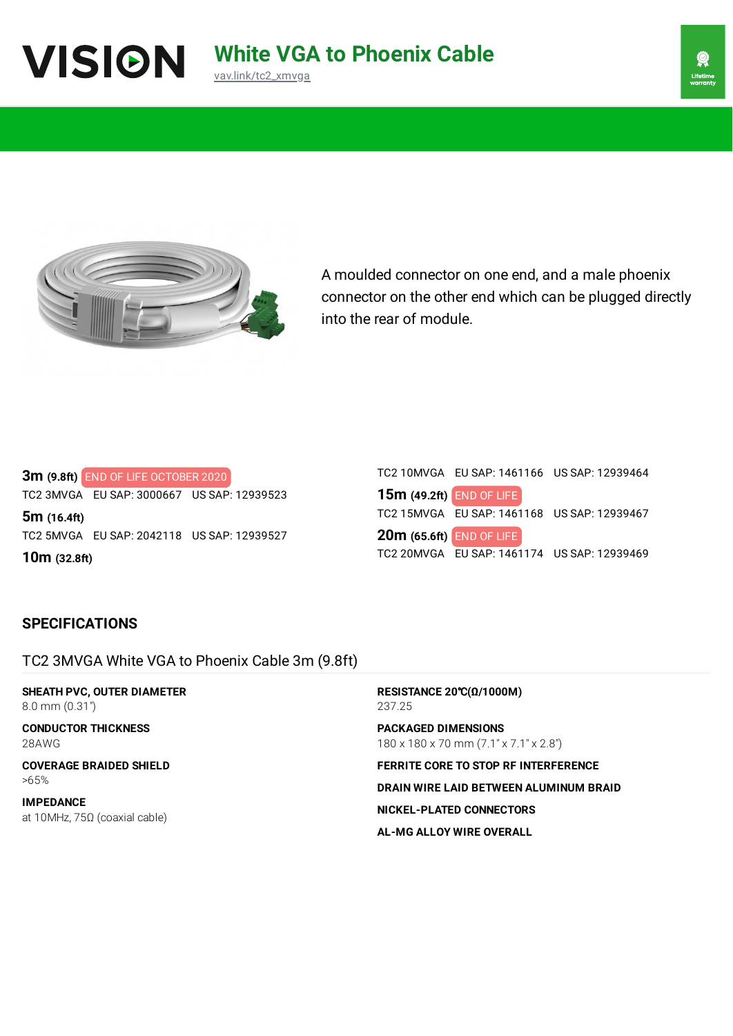# White VGA to Phoenix Cable

vav.link/tc2_xmvga

Lifetime warranty

A moulded connector on one end, and a male phoenix connector on the other end which can be plugged directly into the rear of module.

**3m** **(9.8ft)** END OF LIFE OCTOBER 2020
TC2 3MVGA EU SAP: 3000667 US SAP: 12939523

**5m** **(16.4ft)**
TC2 5MVGA EU SAP: 2042118 US SAP: 12939527

**10m** **(32.8ft)**
TC2 10MVGA EU SAP: 1461166 US SAP: 12939464

**15m** **(49.2ft)** END OF LIFE
TC2 15MVGA EU SAP: 1461168 US SAP: 12939467

**20m** **(65.6ft)** END OF LIFE
TC2 20MVGA EU SAP: 1461174 US SAP: 12939469

## SPECIFICATIONS

### TC2 3MVGA White VGA to Phoenix Cable 3m (9.8ft)

**SHEATH PVC, OUTER DIAMETER**
8.0 mm (0.31")

**CONDUCTOR THICKNESS**
28AWG

**COVERAGE BRAIDED SHIELD**
>65%

**IMPEDANCE**
at 10MHz, 75Ω (coaxial cable)

**RESISTANCE 20℃(Ω/1000M)**
237.25

**PACKAGED DIMENSIONS**
180 x 180 x 70 mm (7.1" x 7.1" x 2.8")

**FERRITE CORE TO STOP RF INTERFERENCE**

**DRAIN WIRE LAID BETWEEN ALUMINUM BRAID**

**NICKEL-PLATED CONNECTORS**

**AL-MG ALLOY WIRE OVERALL**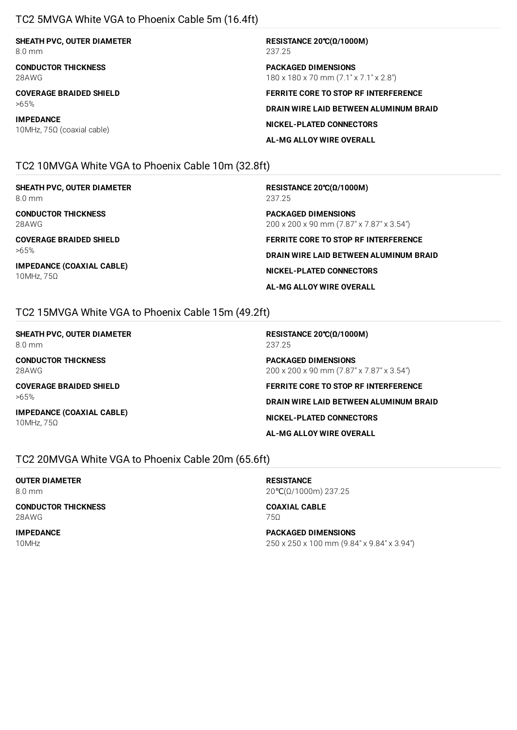## TC2 5MVGA White VGA to Phoenix Cable 5m (16.4ft)

**SHEATH PVC, OUTER DIAMETER**
8.0 mm

**CONDUCTOR THICKNESS**
28AWG

**COVERAGE BRAIDED SHIELD**
>65%

**IMPEDANCE**
10MHz, 75Ω (coaxial cable)

**RESISTANCE 20℃(Ω/1000M)**
237.25

**PACKAGED DIMENSIONS**
180 x 180 x 70 mm (7.1" x 7.1" x 2.8")

**FERRITE CORE TO STOP RF INTERFERENCE**

**DRAIN WIRE LAID BETWEEN ALUMINUM BRAID**

**NICKEL-PLATED CONNECTORS**

**AL-MG ALLOY WIRE OVERALL**

## TC2 10MVGA White VGA to Phoenix Cable 10m (32.8ft)

**SHEATH PVC, OUTER DIAMETER**
8.0 mm

**CONDUCTOR THICKNESS**
28AWG

**COVERAGE BRAIDED SHIELD**
>65%

**IMPEDANCE (COAXIAL CABLE)**
10MHz, 75Ω

**RESISTANCE 20℃(Ω/1000M)**
237.25

**PACKAGED DIMENSIONS**
200 x 200 x 90 mm (7.87" x 7.87" x 3.54")

**FERRITE CORE TO STOP RF INTERFERENCE**

**DRAIN WIRE LAID BETWEEN ALUMINUM BRAID**

**NICKEL-PLATED CONNECTORS**

**AL-MG ALLOY WIRE OVERALL**

## TC2 15MVGA White VGA to Phoenix Cable 15m (49.2ft)

**SHEATH PVC, OUTER DIAMETER**
8.0 mm

**CONDUCTOR THICKNESS**
28AWG

**COVERAGE BRAIDED SHIELD**
>65%

**IMPEDANCE (COAXIAL CABLE)**
10MHz, 75Ω

**RESISTANCE 20℃(Ω/1000M)**
237.25

**PACKAGED DIMENSIONS**
200 x 200 x 90 mm (7.87" x 7.87" x 3.54")

**FERRITE CORE TO STOP RF INTERFERENCE**

**DRAIN WIRE LAID BETWEEN ALUMINUM BRAID**

**NICKEL-PLATED CONNECTORS**

**AL-MG ALLOY WIRE OVERALL**

## TC2 20MVGA White VGA to Phoenix Cable 20m (65.6ft)

**OUTER DIAMETER**
8.0 mm

**CONDUCTOR THICKNESS**
28AWG

**IMPEDANCE**
10MHz

**RESISTANCE**
20℃(Ω/1000m) 237.25

**COAXIAL CABLE**
75Ω

**PACKAGED DIMENSIONS**
250 x 250 x 100 mm (9.84" x 9.84" x 3.94")